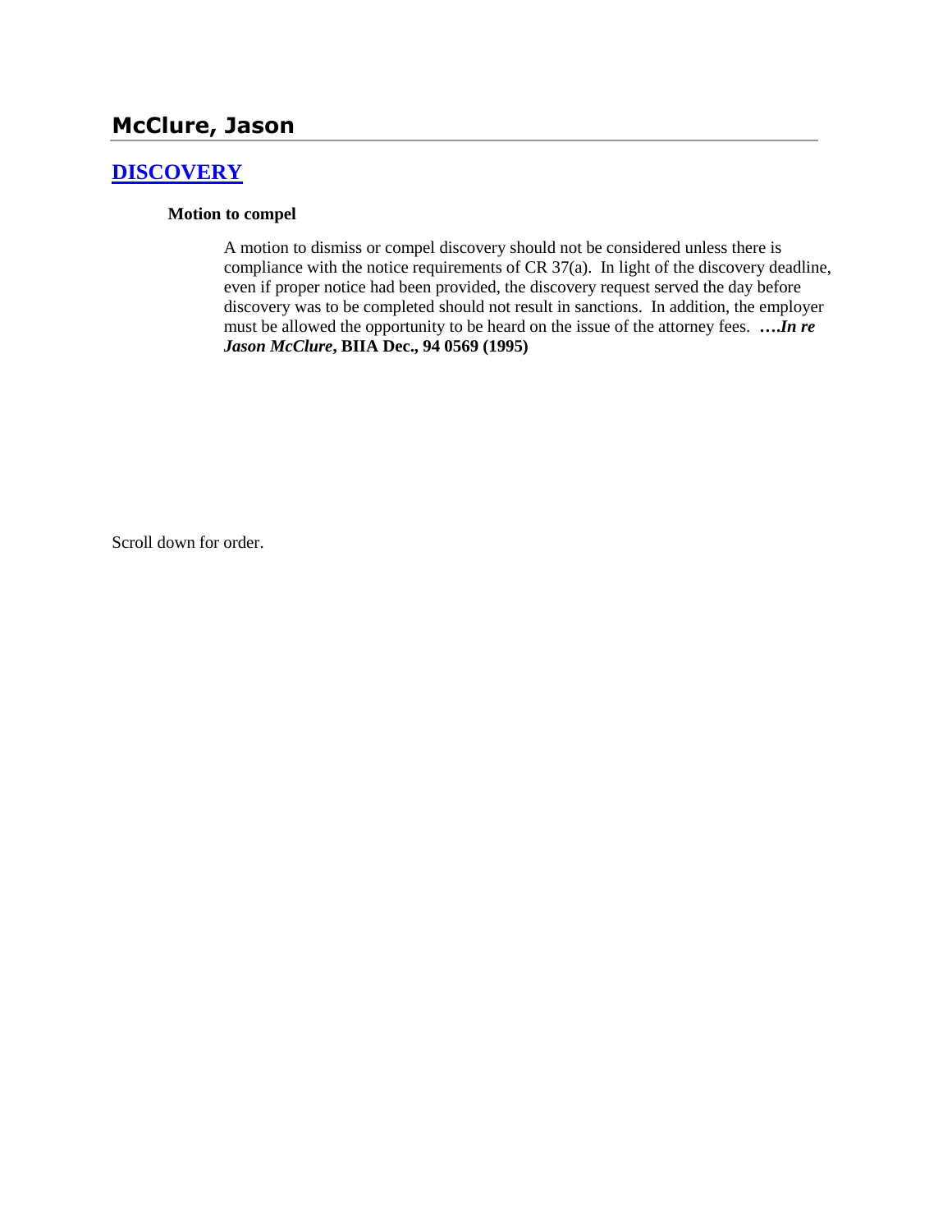# McClure, Jason

## DISCOVERY

**Motion to compel**

A motion to dismiss or compel discovery should not be considered unless there is compliance with the notice requirements of CR 37(a). In light of the discovery deadline, even if proper notice had been provided, the discovery request served the day before discovery was to be completed should not result in sanctions. In addition, the employer must be allowed the opportunity to be heard on the issue of the attorney fees. ***….In re Jason McClure*, BIIA Dec., 94 0569 (1995)**

Scroll down for order.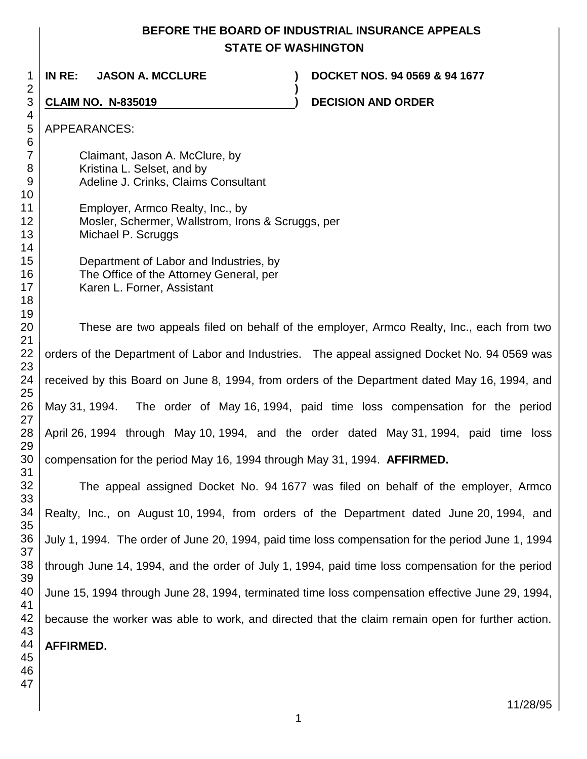# BEFORE THE BOARD OF INDUSTRIAL INSURANCE APPEALS
## STATE OF WASHINGTON

**IN RE: JASON A. MCCLURE** ) **DOCKET NOS. 94 0569 & 94 1677**
)
**CLAIM NO. N-835019** ) **DECISION AND ORDER**

APPEARANCES:

Claimant, Jason A. McClure, by
Kristina L. Selset, and by
Adeline J. Crinks, Claims Consultant

Employer, Armco Realty, Inc., by
Mosler, Schermer, Wallstrom, Irons & Scruggs, per
Michael P. Scruggs

Department of Labor and Industries, by
The Office of the Attorney General, per
Karen L. Forner, Assistant

These are two appeals filed on behalf of the employer, Armco Realty, Inc., each from two orders of the Department of Labor and Industries. The appeal assigned Docket No. 94 0569 was received by this Board on June 8, 1994, from orders of the Department dated May 16, 1994, and May 31, 1994. The order of May 16, 1994, paid time loss compensation for the period April 26, 1994 through May 10, 1994, and the order dated May 31, 1994, paid time loss compensation for the period May 16, 1994 through May 31, 1994. **AFFIRMED.**

The appeal assigned Docket No. 94 1677 was filed on behalf of the employer, Armco Realty, Inc., on August 10, 1994, from orders of the Department dated June 20, 1994, and July 1, 1994. The order of June 20, 1994, paid time loss compensation for the period June 1, 1994 through June 14, 1994, and the order of July 1, 1994, paid time loss compensation for the period June 15, 1994 through June 28, 1994, terminated time loss compensation effective June 29, 1994, because the worker was able to work, and directed that the claim remain open for further action. **AFFIRMED.**

11/28/95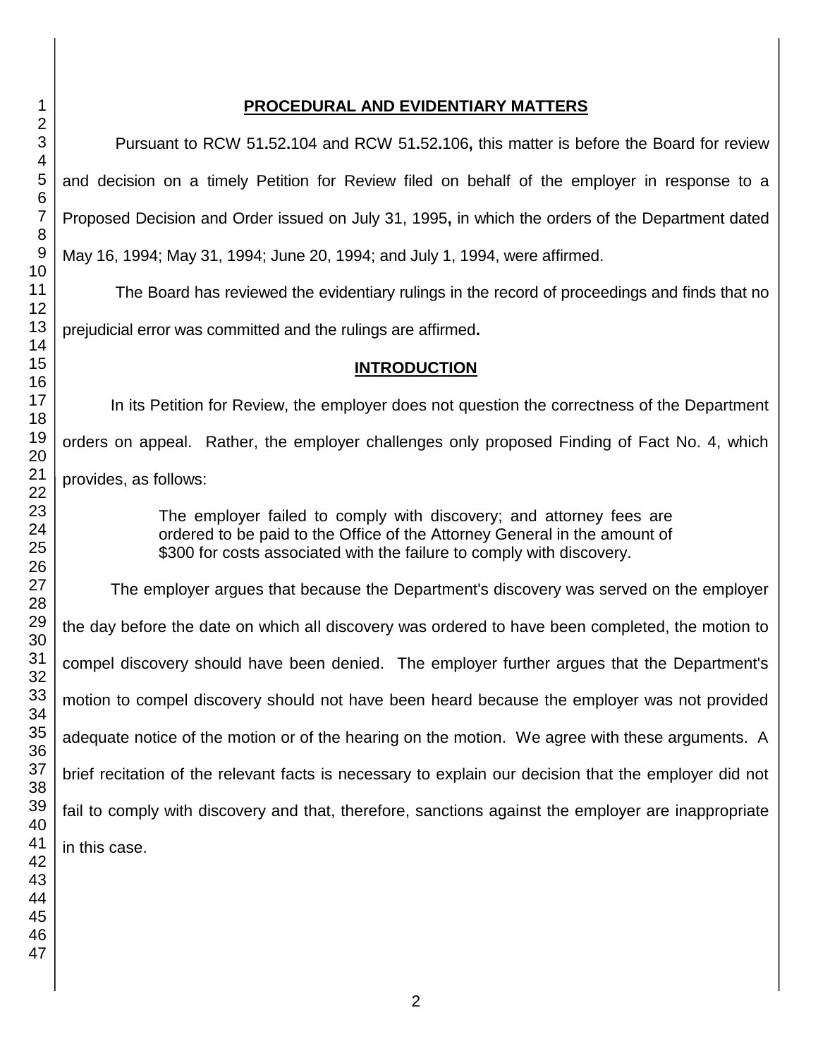## PROCEDURAL AND EVIDENTIARY MATTERS

Pursuant to RCW 51.52.104 and RCW 51.52.106, this matter is before the Board for review and decision on a timely Petition for Review filed on behalf of the employer in response to a Proposed Decision and Order issued on July 31, 1995, in which the orders of the Department dated May 16, 1994; May 31, 1994; June 20, 1994; and July 1, 1994, were affirmed.

The Board has reviewed the evidentiary rulings in the record of proceedings and finds that no prejudicial error was committed and the rulings are affirmed.

## INTRODUCTION

In its Petition for Review, the employer does not question the correctness of the Department orders on appeal. Rather, the employer challenges only proposed Finding of Fact No. 4, which provides, as follows:

> The employer failed to comply with discovery; and attorney fees are ordered to be paid to the Office of the Attorney General in the amount of $300 for costs associated with the failure to comply with discovery.

The employer argues that because the Department's discovery was served on the employer the day before the date on which all discovery was ordered to have been completed, the motion to compel discovery should have been denied. The employer further argues that the Department's motion to compel discovery should not have been heard because the employer was not provided adequate notice of the motion or of the hearing on the motion. We agree with these arguments. A brief recitation of the relevant facts is necessary to explain our decision that the employer did not fail to comply with discovery and that, therefore, sanctions against the employer are inappropriate in this case.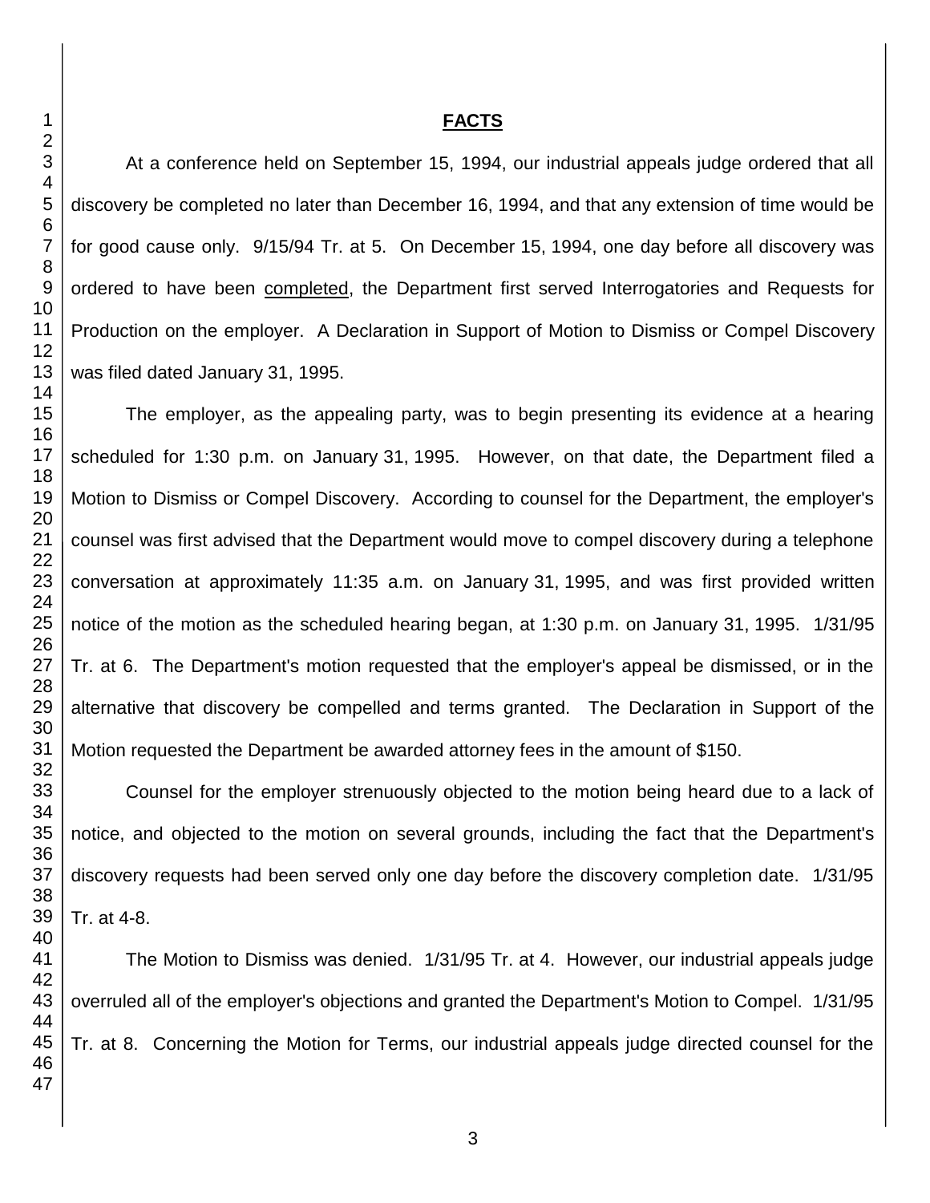## FACTS

At a conference held on September 15, 1994, our industrial appeals judge ordered that all discovery be completed no later than December 16, 1994, and that any extension of time would be for good cause only. 9/15/94 Tr. at 5. On December 15, 1994, one day before all discovery was ordered to have been completed, the Department first served Interrogatories and Requests for Production on the employer. A Declaration in Support of Motion to Dismiss or Compel Discovery was filed dated January 31, 1995.

The employer, as the appealing party, was to begin presenting its evidence at a hearing scheduled for 1:30 p.m. on January 31, 1995. However, on that date, the Department filed a Motion to Dismiss or Compel Discovery. According to counsel for the Department, the employer's counsel was first advised that the Department would move to compel discovery during a telephone conversation at approximately 11:35 a.m. on January 31, 1995, and was first provided written notice of the motion as the scheduled hearing began, at 1:30 p.m. on January 31, 1995. 1/31/95 Tr. at 6. The Department's motion requested that the employer's appeal be dismissed, or in the alternative that discovery be compelled and terms granted. The Declaration in Support of the Motion requested the Department be awarded attorney fees in the amount of $150.

Counsel for the employer strenuously objected to the motion being heard due to a lack of notice, and objected to the motion on several grounds, including the fact that the Department's discovery requests had been served only one day before the discovery completion date. 1/31/95 Tr. at 4-8.

The Motion to Dismiss was denied. 1/31/95 Tr. at 4. However, our industrial appeals judge overruled all of the employer's objections and granted the Department's Motion to Compel. 1/31/95 Tr. at 8. Concerning the Motion for Terms, our industrial appeals judge directed counsel for the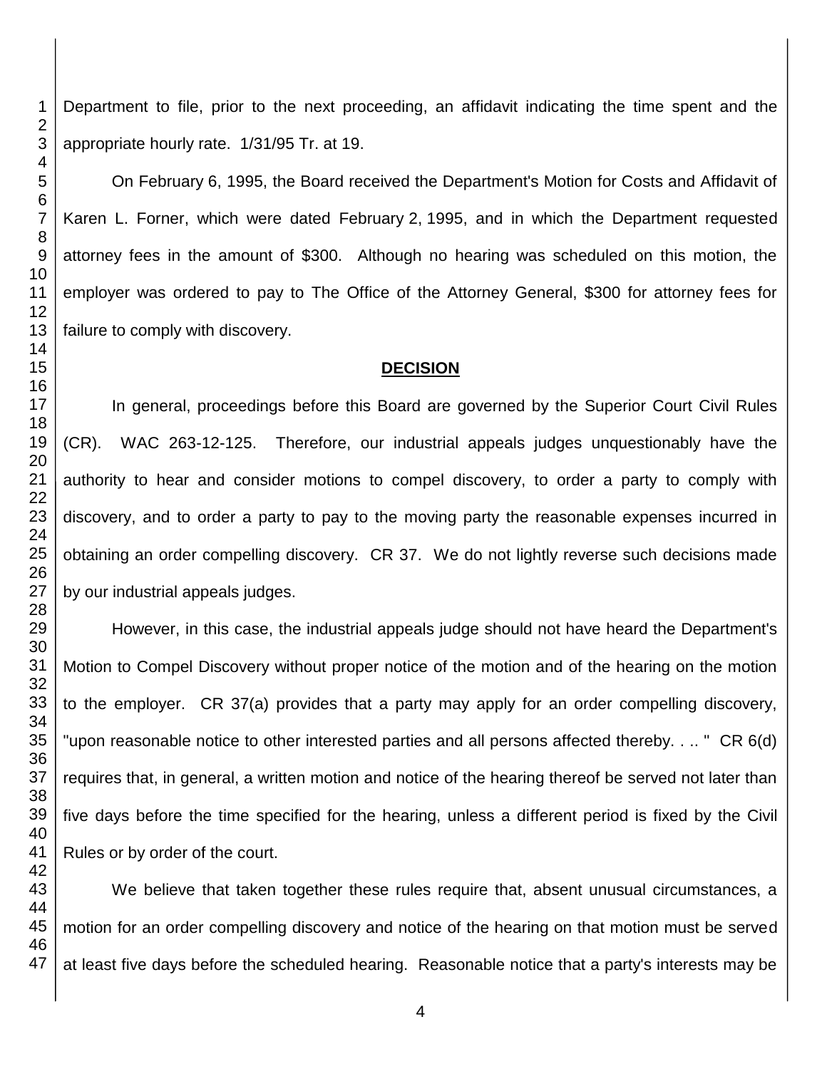Department to file, prior to the next proceeding, an affidavit indicating the time spent and the appropriate hourly rate. 1/31/95 Tr. at 19.

On February 6, 1995, the Board received the Department's Motion for Costs and Affidavit of Karen L. Forner, which were dated February 2, 1995, and in which the Department requested attorney fees in the amount of $300. Although no hearing was scheduled on this motion, the employer was ordered to pay to The Office of the Attorney General, $300 for attorney fees for failure to comply with discovery.

## DECISION

In general, proceedings before this Board are governed by the Superior Court Civil Rules (CR). WAC 263-12-125. Therefore, our industrial appeals judges unquestionably have the authority to hear and consider motions to compel discovery, to order a party to comply with discovery, and to order a party to pay to the moving party the reasonable expenses incurred in obtaining an order compelling discovery. CR 37. We do not lightly reverse such decisions made by our industrial appeals judges.

However, in this case, the industrial appeals judge should not have heard the Department's Motion to Compel Discovery without proper notice of the motion and of the hearing on the motion to the employer. CR 37(a) provides that a party may apply for an order compelling discovery, "upon reasonable notice to other interested parties and all persons affected thereby. . .. " CR 6(d) requires that, in general, a written motion and notice of the hearing thereof be served not later than five days before the time specified for the hearing, unless a different period is fixed by the Civil Rules or by order of the court.

We believe that taken together these rules require that, absent unusual circumstances, a motion for an order compelling discovery and notice of the hearing on that motion must be served at least five days before the scheduled hearing. Reasonable notice that a party's interests may be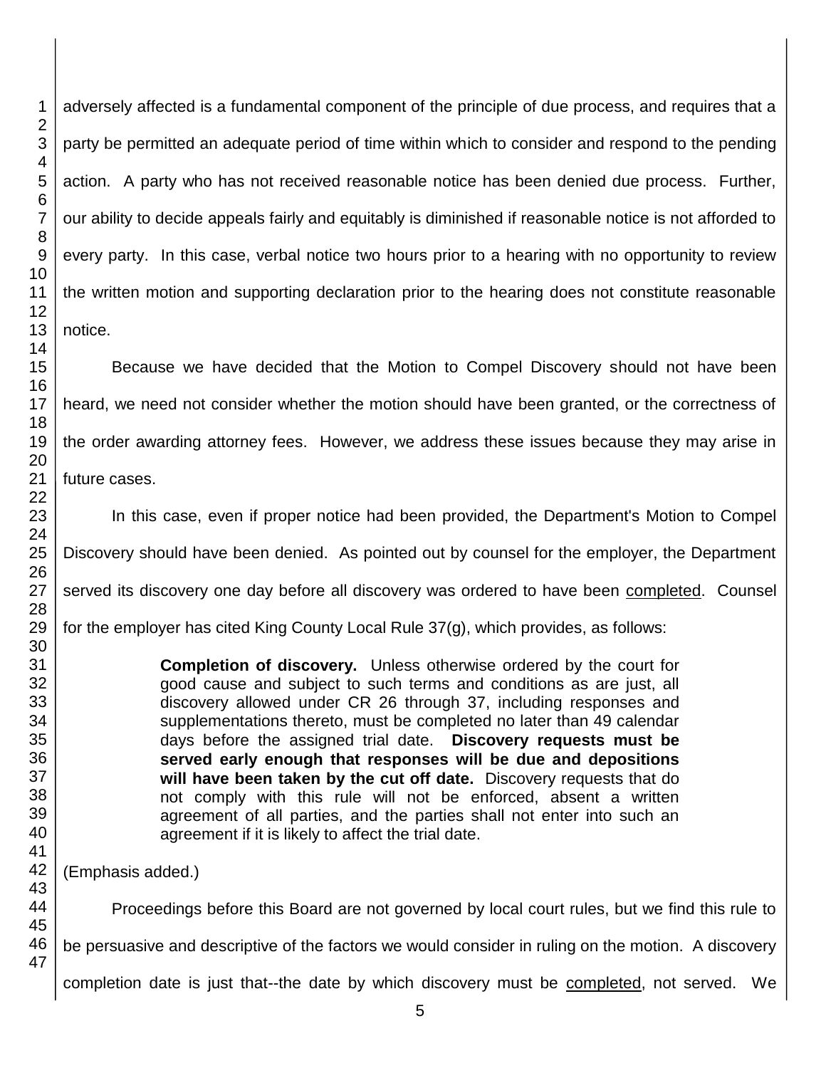adversely affected is a fundamental component of the principle of due process, and requires that a party be permitted an adequate period of time within which to consider and respond to the pending action. A party who has not received reasonable notice has been denied due process. Further, our ability to decide appeals fairly and equitably is diminished if reasonable notice is not afforded to every party. In this case, verbal notice two hours prior to a hearing with no opportunity to review the written motion and supporting declaration prior to the hearing does not constitute reasonable notice.

Because we have decided that the Motion to Compel Discovery should not have been heard, we need not consider whether the motion should have been granted, or the correctness of the order awarding attorney fees. However, we address these issues because they may arise in future cases.

In this case, even if proper notice had been provided, the Department's Motion to Compel Discovery should have been denied. As pointed out by counsel for the employer, the Department served its discovery one day before all discovery was ordered to have been completed. Counsel for the employer has cited King County Local Rule 37(g), which provides, as follows:

> **Completion of discovery.** Unless otherwise ordered by the court for good cause and subject to such terms and conditions as are just, all discovery allowed under CR 26 through 37, including responses and supplementations thereto, must be completed no later than 49 calendar days before the assigned trial date. **Discovery requests must be served early enough that responses will be due and depositions will have been taken by the cut off date.** Discovery requests that do not comply with this rule will not be enforced, absent a written agreement of all parties, and the parties shall not enter into such an agreement if it is likely to affect the trial date.

(Emphasis added.)

Proceedings before this Board are not governed by local court rules, but we find this rule to be persuasive and descriptive of the factors we would consider in ruling on the motion. A discovery completion date is just that--the date by which discovery must be completed, not served. We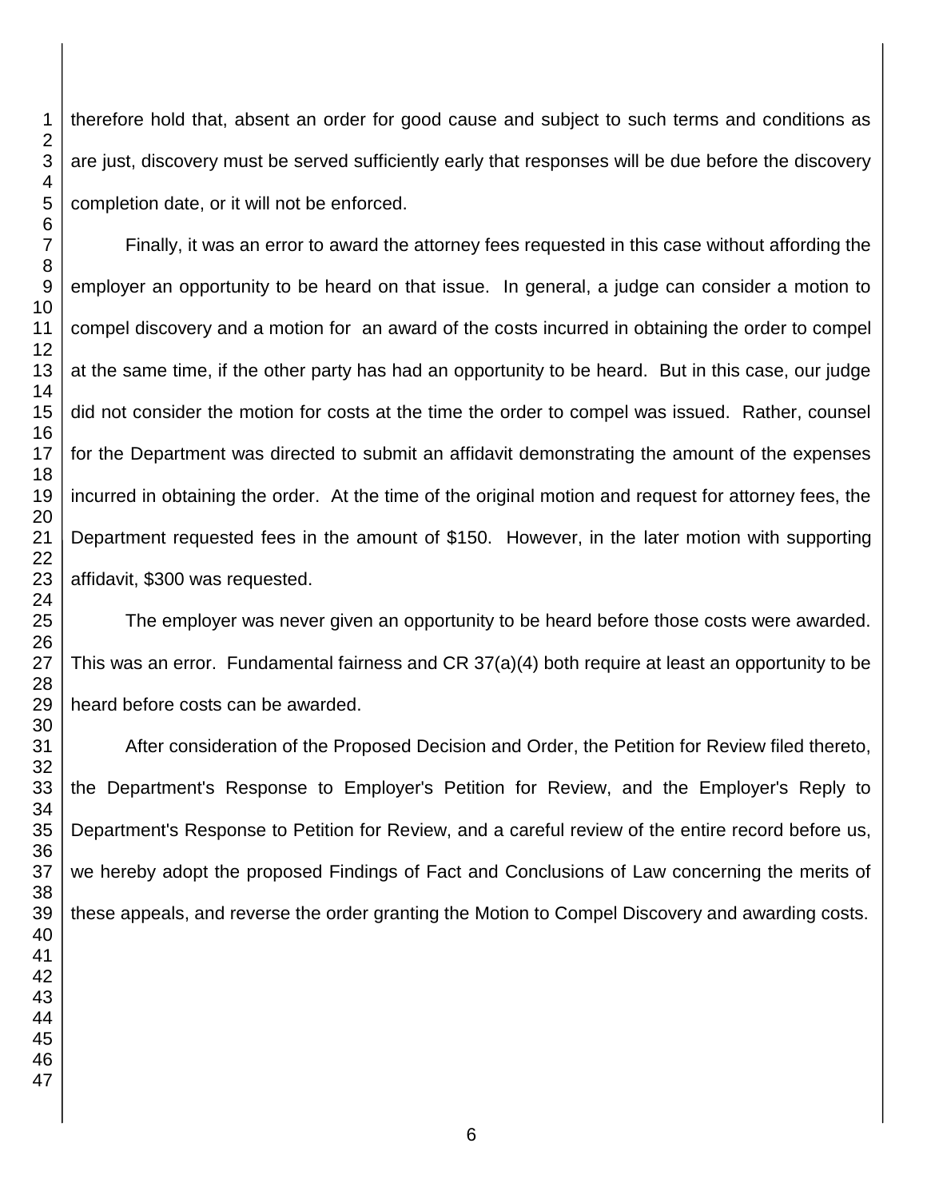therefore hold that, absent an order for good cause and subject to such terms and conditions as are just, discovery must be served sufficiently early that responses will be due before the discovery completion date, or it will not be enforced.

Finally, it was an error to award the attorney fees requested in this case without affording the employer an opportunity to be heard on that issue. In general, a judge can consider a motion to compel discovery and a motion for an award of the costs incurred in obtaining the order to compel at the same time, if the other party has had an opportunity to be heard. But in this case, our judge did not consider the motion for costs at the time the order to compel was issued. Rather, counsel for the Department was directed to submit an affidavit demonstrating the amount of the expenses incurred in obtaining the order. At the time of the original motion and request for attorney fees, the Department requested fees in the amount of $150. However, in the later motion with supporting affidavit, $300 was requested.

The employer was never given an opportunity to be heard before those costs were awarded. This was an error. Fundamental fairness and CR 37(a)(4) both require at least an opportunity to be heard before costs can be awarded.

After consideration of the Proposed Decision and Order, the Petition for Review filed thereto, the Department's Response to Employer's Petition for Review, and the Employer's Reply to Department's Response to Petition for Review, and a careful review of the entire record before us, we hereby adopt the proposed Findings of Fact and Conclusions of Law concerning the merits of these appeals, and reverse the order granting the Motion to Compel Discovery and awarding costs.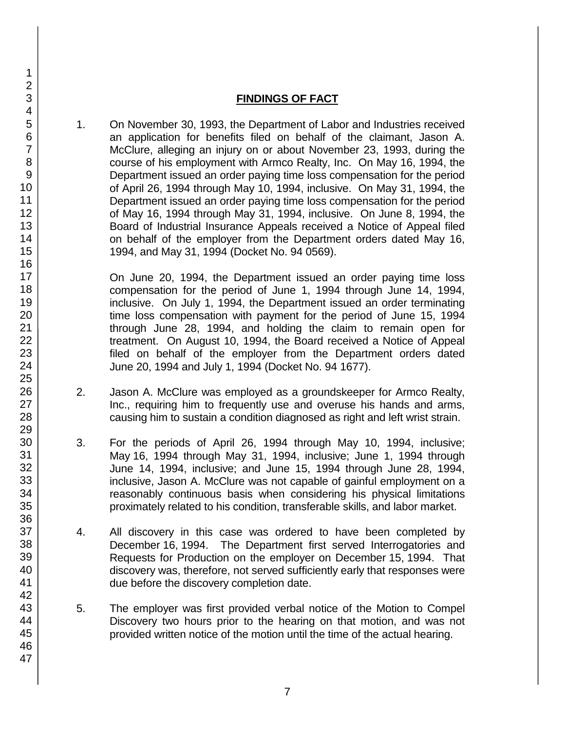## FINDINGS OF FACT

1. On November 30, 1993, the Department of Labor and Industries received an application for benefits filed on behalf of the claimant, Jason A. McClure, alleging an injury on or about November 23, 1993, during the course of his employment with Armco Realty, Inc. On May 16, 1994, the Department issued an order paying time loss compensation for the period of April 26, 1994 through May 10, 1994, inclusive. On May 31, 1994, the Department issued an order paying time loss compensation for the period of May 16, 1994 through May 31, 1994, inclusive. On June 8, 1994, the Board of Industrial Insurance Appeals received a Notice of Appeal filed on behalf of the employer from the Department orders dated May 16, 1994, and May 31, 1994 (Docket No. 94 0569).

   On June 20, 1994, the Department issued an order paying time loss compensation for the period of June 1, 1994 through June 14, 1994, inclusive. On July 1, 1994, the Department issued an order terminating time loss compensation with payment for the period of June 15, 1994 through June 28, 1994, and holding the claim to remain open for treatment. On August 10, 1994, the Board received a Notice of Appeal filed on behalf of the employer from the Department orders dated June 20, 1994 and July 1, 1994 (Docket No. 94 1677).

2. Jason A. McClure was employed as a groundskeeper for Armco Realty, Inc., requiring him to frequently use and overuse his hands and arms, causing him to sustain a condition diagnosed as right and left wrist strain.

3. For the periods of April 26, 1994 through May 10, 1994, inclusive; May 16, 1994 through May 31, 1994, inclusive; June 1, 1994 through June 14, 1994, inclusive; and June 15, 1994 through June 28, 1994, inclusive, Jason A. McClure was not capable of gainful employment on a reasonably continuous basis when considering his physical limitations proximately related to his condition, transferable skills, and labor market.

4. All discovery in this case was ordered to have been completed by December 16, 1994. The Department first served Interrogatories and Requests for Production on the employer on December 15, 1994. That discovery was, therefore, not served sufficiently early that responses were due before the discovery completion date.

5. The employer was first provided verbal notice of the Motion to Compel Discovery two hours prior to the hearing on that motion, and was not provided written notice of the motion until the time of the actual hearing.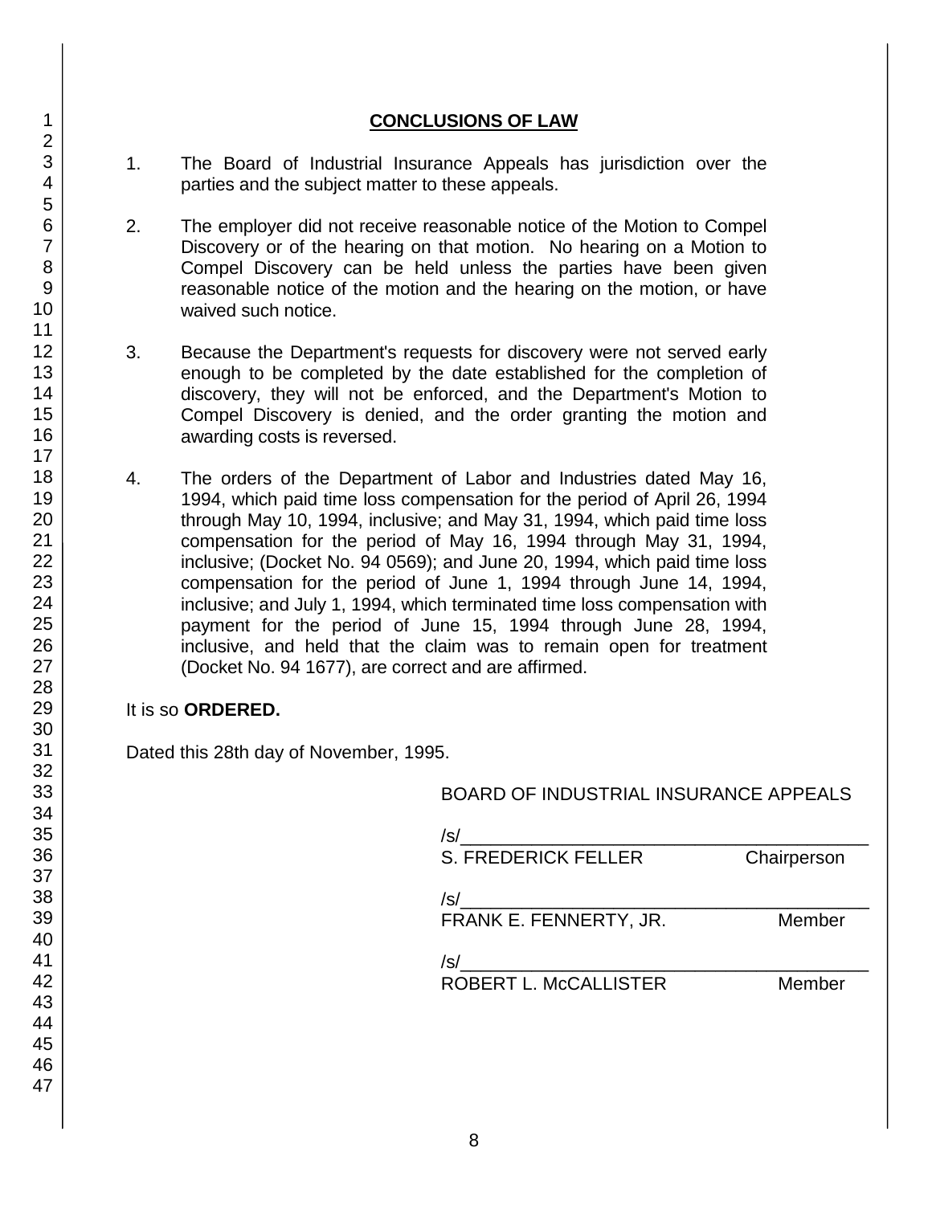## CONCLUSIONS OF LAW

1. The Board of Industrial Insurance Appeals has jurisdiction over the parties and the subject matter to these appeals.

2. The employer did not receive reasonable notice of the Motion to Compel Discovery or of the hearing on that motion. No hearing on a Motion to Compel Discovery can be held unless the parties have been given reasonable notice of the motion and the hearing on the motion, or have waived such notice.

3. Because the Department's requests for discovery were not served early enough to be completed by the date established for the completion of discovery, they will not be enforced, and the Department's Motion to Compel Discovery is denied, and the order granting the motion and awarding costs is reversed.

4. The orders of the Department of Labor and Industries dated May 16, 1994, which paid time loss compensation for the period of April 26, 1994 through May 10, 1994, inclusive; and May 31, 1994, which paid time loss compensation for the period of May 16, 1994 through May 31, 1994, inclusive; (Docket No. 94 0569); and June 20, 1994, which paid time loss compensation for the period of June 1, 1994 through June 14, 1994, inclusive; and July 1, 1994, which terminated time loss compensation with payment for the period of June 15, 1994 through June 28, 1994, inclusive, and held that the claim was to remain open for treatment (Docket No. 94 1677), are correct and are affirmed.

It is so **ORDERED.**

Dated this 28th day of November, 1995.

BOARD OF INDUSTRIAL INSURANCE APPEALS

/s/\_\_\_\_\_\_\_\_\_\_\_\_\_\_\_\_\_\_\_\_\_\_\_\_\_\_\_\_\_\_\_\_\_\_\_\_\_\_\_\_
S. FREDERICK FELLER Chairperson

/s/\_\_\_\_\_\_\_\_\_\_\_\_\_\_\_\_\_\_\_\_\_\_\_\_\_\_\_\_\_\_\_\_\_\_\_\_\_\_\_\_
FRANK E. FENNERTY, JR. Member

/s/\_\_\_\_\_\_\_\_\_\_\_\_\_\_\_\_\_\_\_\_\_\_\_\_\_\_\_\_\_\_\_\_\_\_\_\_\_\_\_\_
ROBERT L. McCALLISTER Member